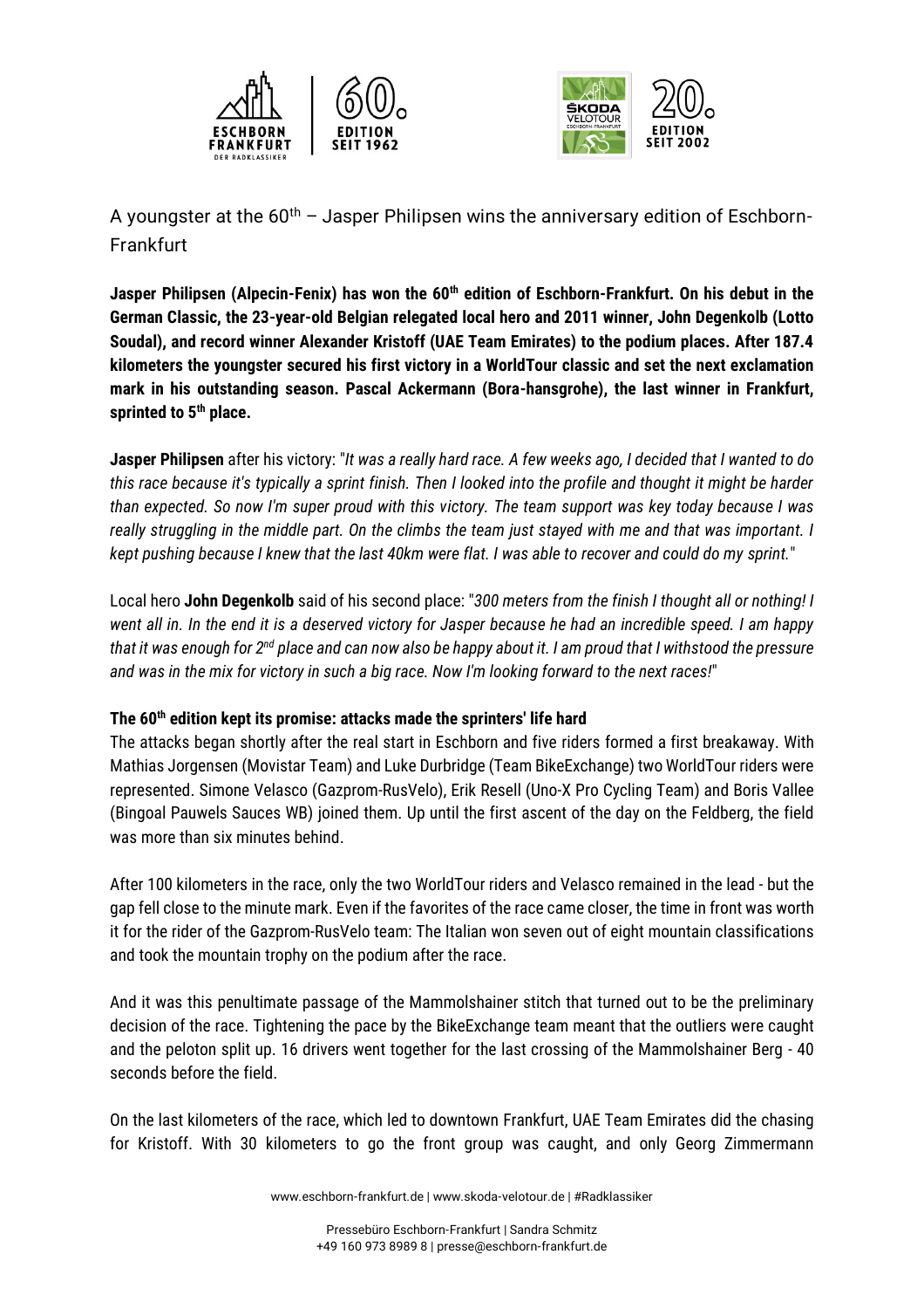A youngster at the 60th – Jasper Philipsen wins the anniversary edition of Eschborn-Frankfurt

**Jasper Philipsen (Alpecin-Fenix) has won the 60th edition of Eschborn-Frankfurt. On his debut in the German Classic, the 23-year-old Belgian relegated local hero and 2011 winner, John Degenkolb (Lotto Soudal), and record winner Alexander Kristoff (UAE Team Emirates) to the podium places. After 187.4 kilometers the youngster secured his first victory in a WorldTour classic and set the next exclamation mark in his outstanding season. Pascal Ackermann (Bora-hansgrohe), the last winner in Frankfurt, sprinted to 5th place.**

**Jasper Philipsen** after his victory: "*It was a really hard race. A few weeks ago, I decided that I wanted to do this race because it's typically a sprint finish. Then I looked into the profile and thought it might be harder than expected. So now I'm super proud with this victory. The team support was key today because I was really struggling in the middle part. On the climbs the team just stayed with me and that was important. I kept pushing because I knew that the last 40km were flat. I was able to recover and could do my sprint.*"

Local hero **John Degenkolb** said of his second place: "*300 meters from the finish I thought all or nothing! I went all in. In the end it is a deserved victory for Jasper because he had an incredible speed. I am happy that it was enough for 2nd place and can now also be happy about it. I am proud that I withstood the pressure and was in the mix for victory in such a big race. Now I'm looking forward to the next races!*"

**The 60th edition kept its promise: attacks made the sprinters' life hard**

The attacks began shortly after the real start in Eschborn and five riders formed a first breakaway. With Mathias Jorgensen (Movistar Team) and Luke Durbridge (Team BikeExchange) two WorldTour riders were represented. Simone Velasco (Gazprom-RusVelo), Erik Resell (Uno-X Pro Cycling Team) and Boris Vallee (Bingoal Pauwels Sauces WB) joined them. Up until the first ascent of the day on the Feldberg, the field was more than six minutes behind.

After 100 kilometers in the race, only the two WorldTour riders and Velasco remained in the lead - but the gap fell close to the minute mark. Even if the favorites of the race came closer, the time in front was worth it for the rider of the Gazprom-RusVelo team: The Italian won seven out of eight mountain classifications and took the mountain trophy on the podium after the race.

And it was this penultimate passage of the Mammolshainer stitch that turned out to be the preliminary decision of the race. Tightening the pace by the BikeExchange team meant that the outliers were caught and the peloton split up. 16 drivers went together for the last crossing of the Mammolshainer Berg - 40 seconds before the field.

On the last kilometers of the race, which led to downtown Frankfurt, UAE Team Emirates did the chasing for Kristoff. With 30 kilometers to go the front group was caught, and only Georg Zimmermann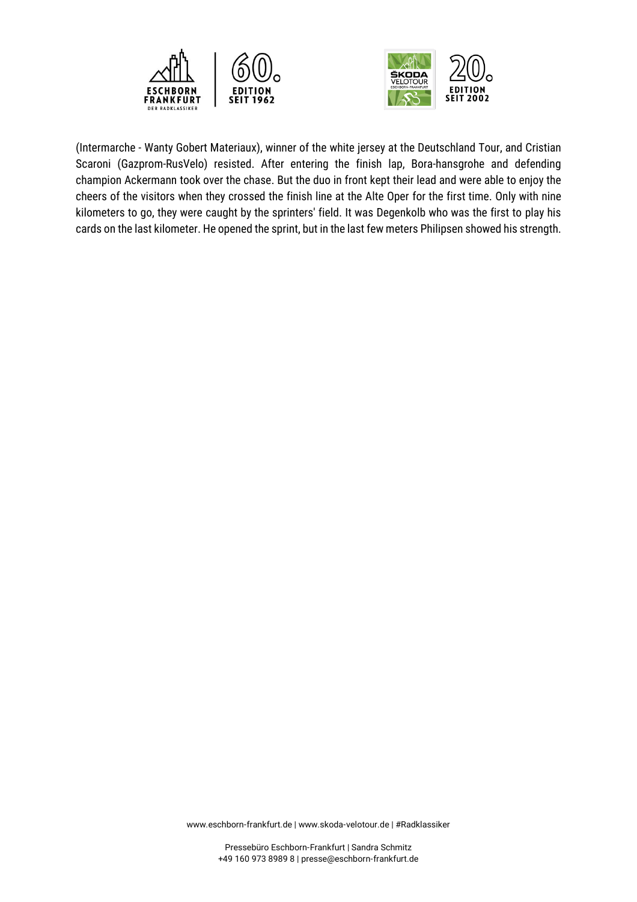(Intermarche - Wanty Gobert Materiaux), winner of the white jersey at the Deutschland Tour, and Cristian Scaroni (Gazprom-RusVelo) resisted. After entering the finish lap, Bora-hansgrohe and defending champion Ackermann took over the chase. But the duo in front kept their lead and were able to enjoy the cheers of the visitors when they crossed the finish line at the Alte Oper for the first time. Only with nine kilometers to go, they were caught by the sprinters' field. It was Degenkolb who was the first to play his cards on the last kilometer. He opened the sprint, but in the last few meters Philipsen showed his strength.

www.eschborn-frankfurt.de | www.skoda-velotour.de | #Radklassiker

Pressebüro Eschborn-Frankfurt | Sandra Schmitz
+49 160 973 8989 8 | presse@eschborn-frankfurt.de